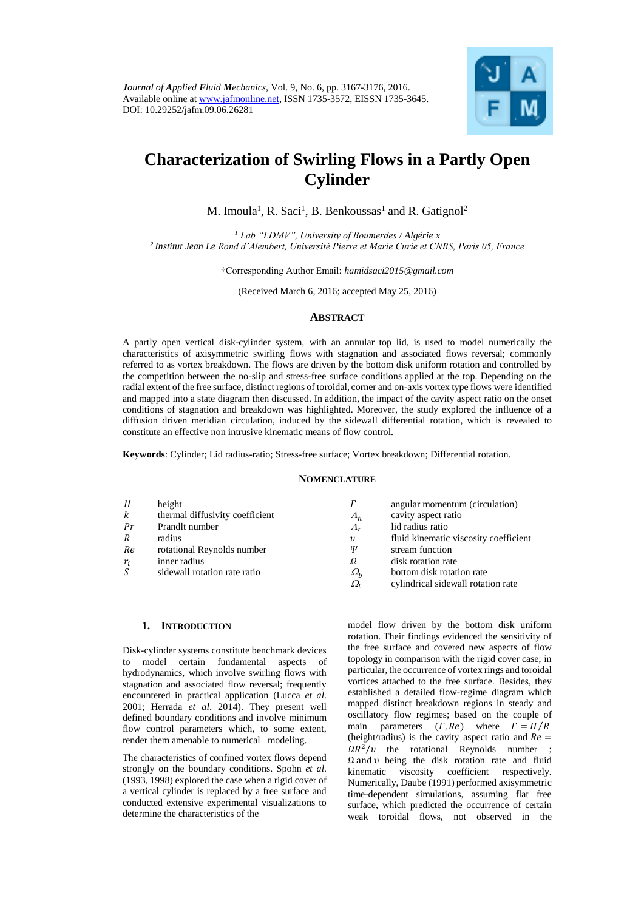*Journal of Applied Fluid Mechanics*, Vol. 9, No. 6, pp. 3167-3176, 2016.
Available online at www.jafmonline.net, ISSN 1735-3572, EISSN 1735-3645.
DOI: 10.29252/jafm.09.06.26281

# Characterization of Swirling Flows in a Partly Open Cylinder

M. Imoula[1], R. Saci[1], B. Benkoussas[1] and R. Gatignol[2]

[1] *Lab "LDMV", University of Boumerdes / Algérie x*
[2] *Institut Jean Le Rond d'Alembert, Université Pierre et Marie Curie et CNRS, Paris 05, France*

†Corresponding Author Email: *hamidsaci2015@gmail.com*

(Received March 6, 2016; accepted May 25, 2016)

## Abstract

A partly open vertical disk-cylinder system, with an annular top lid, is used to model numerically the characteristics of axisymmetric swirling flows with stagnation and associated flows reversal; commonly referred to as vortex breakdown. The flows are driven by the bottom disk uniform rotation and controlled by the competition between the no-slip and stress-free surface conditions applied at the top. Depending on the radial extent of the free surface, distinct regions of toroidal, corner and on-axis vortex type flows were identified and mapped into a state diagram then discussed. In addition, the impact of the cavity aspect ratio on the onset conditions of stagnation and breakdown was highlighted. Moreover, the study explored the influence of a diffusion driven meridian circulation, induced by the sidewall differential rotation, which is revealed to constitute an effective non intrusive kinematic means of flow control.

**Keywords**: Cylinder; Lid radius-ratio; Stress-free surface; Vortex breakdown; Differential rotation.

## Nomenclature

| | | | |
|---|---|---|---|
| $H$ | height | $\Gamma$ | angular momentum (circulation) |
| $k$ | thermal diffusivity coefficient | $\Lambda_h$ | cavity aspect ratio |
| $Pr$ | Prandlt number | $\Lambda_r$ | lid radius ratio |
| $R$ | radius | $\upsilon$ | fluid kinematic viscosity coefficient |
| $Re$ | rotational Reynolds number | $\Psi$ | stream function |
| $r_i$ | inner radius | $\Omega$ | disk rotation rate |
| $S$ | sidewall rotation rate ratio | $\Omega_b$ | bottom disk rotation rate |
| | | $\Omega_l$ | cylindrical sidewall rotation rate |

## 1. Introduction

Disk-cylinder systems constitute benchmark devices to model certain fundamental aspects of hydrodynamics, which involve swirling flows with stagnation and associated flow reversal; frequently encountered in practical application (Lucca *et al.* 2001; Herrada *et al*. 2014). They present well defined boundary conditions and involve minimum flow control parameters which, to some extent, render them amenable to numerical modeling.

The characteristics of confined vortex flows depend strongly on the boundary conditions. Spohn *et al.* (1993, 1998) explored the case when a rigid cover of a vertical cylinder is replaced by a free surface and conducted extensive experimental visualizations to determine the characteristics of the model flow driven by the bottom disk uniform rotation. Their findings evidenced the sensitivity of the free surface and covered new aspects of flow topology in comparison with the rigid cover case; in particular, the occurrence of vortex rings and toroidal vortices attached to the free surface. Besides, they established a detailed flow-regime diagram which mapped distinct breakdown regions in steady and oscillatory flow regimes; based on the couple of main parameters $(\Gamma, Re)$ where $\Gamma = H/R$ (height/radius) is the cavity aspect ratio and $Re = \Omega R^2/\upsilon$ the rotational Reynolds number ; $\Omega$ and $\upsilon$ being the disk rotation rate and fluid kinematic viscosity coefficient respectively. Numerically, Daube (1991) performed axisymmetric time-dependent simulations, assuming flat free surface, which predicted the occurrence of certain weak toroidal flows, not observed in the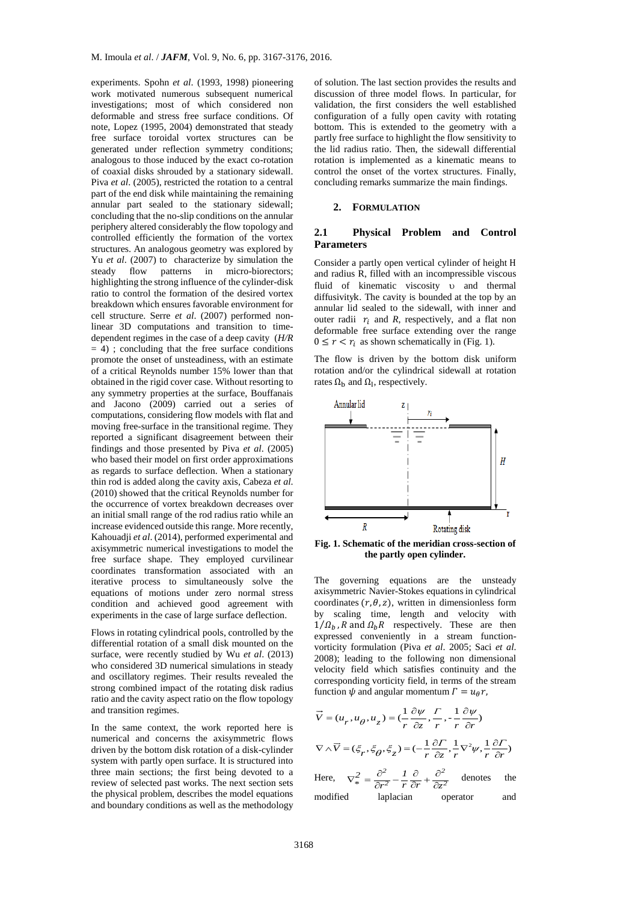experiments. Spohn *et al*. (1993, 1998) pioneering work motivated numerous subsequent numerical investigations; most of which considered non deformable and stress free surface conditions. Of note, Lopez (1995, 2004) demonstrated that steady free surface toroidal vortex structures can be generated under reflection symmetry conditions; analogous to those induced by the exact co-rotation of coaxial disks shrouded by a stationary sidewall. Piva *et al*. (2005), restricted the rotation to a central part of the end disk while maintaining the remaining annular part sealed to the stationary sidewall; concluding that the no-slip conditions on the annular periphery altered considerably the flow topology and controlled efficiently the formation of the vortex structures. An analogous geometry was explored by Yu *et al*. (2007) to characterize by simulation the steady flow patterns in micro-biorectors; highlighting the strong influence of the cylinder-disk ratio to control the formation of the desired vortex breakdown which ensures favorable environment for cell structure. Serre *et al*. (2007) performed non-linear 3D computations and transition to time-dependent regimes in the case of a deep cavity ($H/R = 4$) ; concluding that the free surface conditions promote the onset of unsteadiness, with an estimate of a critical Reynolds number 15% lower than that obtained in the rigid cover case. Without resorting to any symmetry properties at the surface, Bouffanais and Jacono (2009) carried out a series of computations, considering flow models with flat and moving free-surface in the transitional regime. They reported a significant disagreement between their findings and those presented by Piva *et al*. (2005) who based their model on first order approximations as regards to surface deflection. When a stationary thin rod is added along the cavity axis, Cabeza *et al*. (2010) showed that the critical Reynolds number for the occurrence of vortex breakdown decreases over an initial small range of the rod radius ratio while an increase evidenced outside this range. More recently, Kahouadji *et al*. (2014), performed experimental and axisymmetric numerical investigations to model the free surface shape. They employed curvilinear coordinates transformation associated with an iterative process to simultaneously solve the equations of motions under zero normal stress condition and achieved good agreement with experiments in the case of large surface deflection.

Flows in rotating cylindrical pools, controlled by the differential rotation of a small disk mounted on the surface, were recently studied by Wu *et al*. (2013) who considered 3D numerical simulations in steady and oscillatory regimes. Their results revealed the strong combined impact of the rotating disk radius ratio and the cavity aspect ratio on the flow topology and transition regimes.

In the same context, the work reported here is numerical and concerns the axisymmetric flows driven by the bottom disk rotation of a disk-cylinder system with partly open surface. It is structured into three main sections; the first being devoted to a review of selected past works. The next section sets the physical problem, describes the model equations and boundary conditions as well as the methodology of solution. The last section provides the results and discussion of three model flows. In particular, for validation, the first considers the well established configuration of a fully open cavity with rotating bottom. This is extended to the geometry with a partly free surface to highlight the flow sensitivity to the lid radius ratio. Then, the sidewall differential rotation is implemented as a kinematic means to control the onset of the vortex structures. Finally, concluding remarks summarize the main findings.

## 2. FORMULATION

### 2.1 Physical Problem and Control Parameters

Consider a partly open vertical cylinder of height H and radius R, filled with an incompressible viscous fluid of kinematic viscosity $\upsilon$ and thermal diffusivityk. The cavity is bounded at the top by an annular lid sealed to the sidewall, with inner and outer radii $r_i$ and $R$, respectively, and a flat non deformable free surface extending over the range $0 \leq r < r_i$ as shown schematically in (Fig. 1).

The flow is driven by the bottom disk uniform rotation and/or the cylindrical sidewall at rotation rates $\Omega_b$ and $\Omega_l$, respectively.

**Fig. 1. Schematic of the meridian cross-section of the partly open cylinder.**

The governing equations are the unsteady axisymmetric Navier-Stokes equations in cylindrical coordinates $(r, \theta, z)$, written in dimensionless form by scaling time, length and velocity with $1/\Omega_b$, $R$ and $\Omega_b R$ respectively. These are then expressed conveniently in a stream function-vorticity formulation (Piva *et al*. 2005; Saci *et al*. 2008); leading to the following non dimensional velocity field which satisfies continuity and the corresponding vorticity field, in terms of the stream function $\psi$ and angular momentum $\Gamma = u_\theta r$,

$$\vec{V} = (u_r, u_\theta, u_z) = \left(\frac{1}{r}\frac{\partial \psi}{\partial z}, \frac{\Gamma}{r}, -\frac{1}{r}\frac{\partial \psi}{\partial r}\right)$$

$$\nabla \wedge \vec{V} = (\xi_r, \xi_\theta, \xi_z) = \left(-\frac{1}{r}\frac{\partial \Gamma}{\partial z}, \frac{1}{r}\nabla^2_* \psi, \frac{1}{r}\frac{\partial \Gamma}{\partial r}\right)$$

Here, $\nabla^2_* = \frac{\partial^2}{\partial r^2} - \frac{1}{r}\frac{\partial}{\partial r} + \frac{\partial^2}{\partial z^2}$ denotes the modified laplacian operator and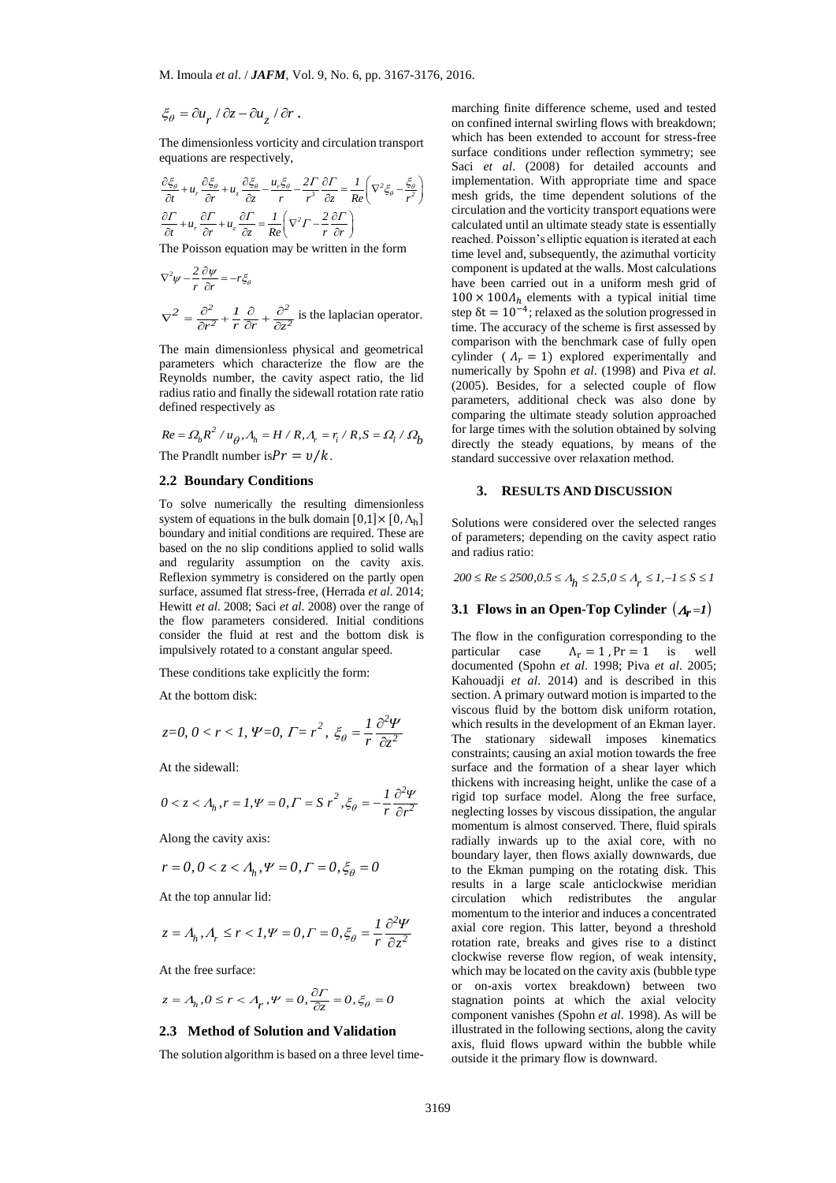$$\xi_\theta = \partial u_r / \partial z - \partial u_z / \partial r \,.$$

The dimensionless vorticity and circulation transport equations are respectively,

$$\frac{\partial \xi_\theta}{\partial t} + u_r \frac{\partial \xi_\theta}{\partial r} + u_z \frac{\partial \xi_\theta}{\partial z} - \frac{u_r \xi_\theta}{r} - \frac{2\Gamma}{r^3}\frac{\partial \Gamma}{\partial z} = \frac{1}{Re}\left(\nabla^2 \xi_\theta - \frac{\xi_\theta}{r^2}\right)$$

$$\frac{\partial \Gamma}{\partial t} + u_r \frac{\partial \Gamma}{\partial r} + u_z \frac{\partial \Gamma}{\partial z} = \frac{1}{Re}\left(\nabla^2 \Gamma - \frac{2}{r}\frac{\partial \Gamma}{\partial r}\right)$$

The Poisson equation may be written in the form

$$\nabla^2 \psi - \frac{2}{r}\frac{\partial \psi}{\partial r} = -r\xi_\theta$$

$\nabla^2 = \dfrac{\partial^2}{\partial r^2} + \dfrac{1}{r}\dfrac{\partial}{\partial r} + \dfrac{\partial^2}{\partial z^2}$ is the laplacian operator.

The main dimensionless physical and geometrical parameters which characterize the flow are the Reynolds number, the cavity aspect ratio, the lid radius ratio and finally the sidewall rotation rate ratio defined respectively as

$$Re = \Omega_b R^2 / u_\theta ,\Lambda_h = H / R, \Lambda_r = r_i / R, S = \Omega_l / \Omega_b$$

The Prandlt number is $Pr = v/k$.

### 2.2 Boundary Conditions

To solve numerically the resulting dimensionless system of equations in the bulk domain $[0,1] \times [0, \Lambda_h]$ boundary and initial conditions are required. These are based on the no slip conditions applied to solid walls and regularity assumption on the cavity axis. Reflexion symmetry is considered on the partly open surface, assumed flat stress-free, (Herrada *et al.* 2014; Hewitt *et al.* 2008; Saci *et al.* 2008) over the range of the flow parameters considered. Initial conditions consider the fluid at rest and the bottom disk is impulsively rotated to a constant angular speed.

These conditions take explicitly the form:

At the bottom disk:

$$z=0,\ 0 < r < 1,\ \Psi=0,\ \Gamma = r^2,\ \xi_\theta = \frac{1}{r}\frac{\partial^2 \Psi}{\partial z^2}$$

At the sidewall:

$$0 < z < \Lambda_h, r = 1, \Psi = 0, \Gamma = S\, r^2, \xi_\theta = -\frac{1}{r}\frac{\partial^2 \Psi}{\partial r^2}$$

Along the cavity axis:

$$r = 0, 0 < z < \Lambda_h, \Psi = 0, \Gamma = 0, \xi_\theta = 0$$

At the top annular lid:

$$z = \Lambda_h, \Lambda_r \le r < 1, \Psi = 0, \Gamma = 0, \xi_\theta = \frac{1}{r}\frac{\partial^2 \Psi}{\partial z^2}$$

At the free surface:

$$z = \Lambda_h, 0 \le r < \Lambda_r, \Psi = 0, \frac{\partial \Gamma}{\partial z} = 0, \xi_\theta = 0$$

### 2.3 Method of Solution and Validation

The solution algorithm is based on a three level time-marching finite difference scheme, used and tested on confined internal swirling flows with breakdown; which has been extended to account for stress-free surface conditions under reflection symmetry; see Saci *et al.* (2008) for detailed accounts and implementation. With appropriate time and space mesh grids, the time dependent solutions of the circulation and the vorticity transport equations were calculated until an ultimate steady state is essentially reached. Poisson's elliptic equation is iterated at each time level and, subsequently, the azimuthal vorticity component is updated at the walls. Most calculations have been carried out in a uniform mesh grid of $100 \times 100\Lambda_h$ elements with a typical initial time step $\delta t = 10^{-4}$; relaxed as the solution progressed in time. The accuracy of the scheme is first assessed by comparison with the benchmark case of fully open cylinder ( $\Lambda_r = 1$) explored experimentally and numerically by Spohn *et al.* (1998) and Piva *et al.* (2005). Besides, for a selected couple of flow parameters, additional check was also done by comparing the ultimate steady solution approached for large times with the solution obtained by solving directly the steady equations, by means of the standard successive over relaxation method.

## 3. RESULTS AND DISCUSSION

Solutions were considered over the selected ranges of parameters; depending on the cavity aspect ratio and radius ratio:

$$200 \le Re \le 2500, 0.5 \le \Lambda_h \le 2.5, 0 \le \Lambda_r \le 1, -1 \le S \le 1$$

### 3.1 Flows in an Open-Top Cylinder $(\Lambda_r = 1)$

The flow in the configuration corresponding to the particular case $\Lambda_r = 1$ , $Pr = 1$ is well documented (Spohn *et al.* 1998; Piva *et al.* 2005; Kahouadji *et al.* 2014) and is described in this section. A primary outward motion is imparted to the viscous fluid by the bottom disk uniform rotation, which results in the development of an Ekman layer. The stationary sidewall imposes kinematics constraints; causing an axial motion towards the free surface and the formation of a shear layer which thickens with increasing height, unlike the case of a rigid top surface model. Along the free surface, neglecting losses by viscous dissipation, the angular momentum is almost conserved. There, fluid spirals radially inwards up to the axial core, with no boundary layer, then flows axially downwards, due to the Ekman pumping on the rotating disk. This results in a large scale anticlockwise meridian circulation which redistributes the angular momentum to the interior and induces a concentrated axial core region. This latter, beyond a threshold rotation rate, breaks and gives rise to a distinct clockwise reverse flow region, of weak intensity, which may be located on the cavity axis (bubble type or on-axis vortex breakdown) between two stagnation points at which the axial velocity component vanishes (Spohn *et al.* 1998). As will be illustrated in the following sections, along the cavity axis, fluid flows upward within the bubble while outside it the primary flow is downward.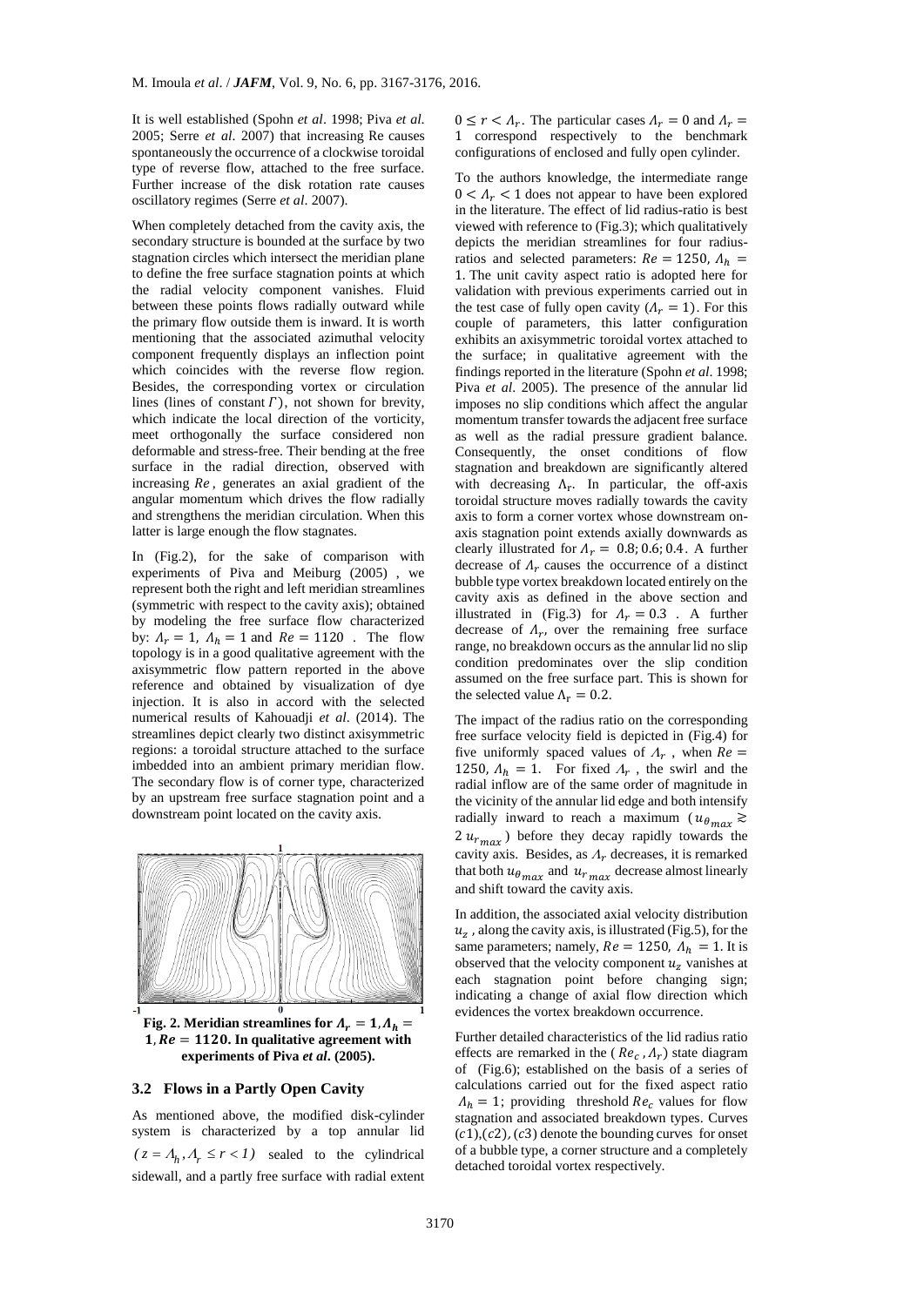It is well established (Spohn *et al*. 1998; Piva *et al*. 2005; Serre *et al*. 2007) that increasing Re causes spontaneously the occurrence of a clockwise toroidal type of reverse flow, attached to the free surface. Further increase of the disk rotation rate causes oscillatory regimes (Serre *et al*. 2007).

When completely detached from the cavity axis, the secondary structure is bounded at the surface by two stagnation circles which intersect the meridian plane to define the free surface stagnation points at which the radial velocity component vanishes. Fluid between these points flows radially outward while the primary flow outside them is inward. It is worth mentioning that the associated azimuthal velocity component frequently displays an inflection point which coincides with the reverse flow region. Besides, the corresponding vortex or circulation lines (lines of constant $\Gamma$), not shown for brevity, which indicate the local direction of the vorticity, meet orthogonally the surface considered non deformable and stress-free. Their bending at the free surface in the radial direction, observed with increasing $Re$, generates an axial gradient of the angular momentum which drives the flow radially and strengthens the meridian circulation. When this latter is large enough the flow stagnates.

In (Fig.2), for the sake of comparison with experiments of Piva and Meiburg (2005), we represent both the right and left meridian streamlines (symmetric with respect to the cavity axis); obtained by modeling the free surface flow characterized by: $\Lambda_r = 1$, $\Lambda_h = 1$ and $Re = 1120$. The flow topology is in a good qualitative agreement with the axisymmetric flow pattern reported in the above reference and obtained by visualization of dye injection. It is also in accord with the selected numerical results of Kahouadji *et al*. (2014). The streamlines depict clearly two distinct axisymmetric regions: a toroidal structure attached to the surface imbedded into an ambient primary meridian flow. The secondary flow is of corner type, characterized by an upstream free surface stagnation point and a downstream point located on the cavity axis.

**Fig. 2. Meridian streamlines for $\Lambda_r = 1, \Lambda_h = 1, Re = 1120$. In qualitative agreement with experiments of Piva *et al*. (2005).**

### 3.2 Flows in a Partly Open Cavity

As mentioned above, the modified disk-cylinder system is characterized by a top annular lid $(z = \Lambda_h, \Lambda_r \le r < 1)$ sealed to the cylindrical sidewall, and a partly free surface with radial extent $0 \le r < \Lambda_r$. The particular cases $\Lambda_r = 0$ and $\Lambda_r = 1$ correspond respectively to the benchmark configurations of enclosed and fully open cylinder.

To the authors knowledge, the intermediate range $0 < \Lambda_r < 1$ does not appear to have been explored in the literature. The effect of lid radius-ratio is best viewed with reference to (Fig.3); which qualitatively depicts the meridian streamlines for four radius-ratios and selected parameters: $Re = 1250$, $\Lambda_h = 1$. The unit cavity aspect ratio is adopted here for validation with previous experiments carried out in the test case of fully open cavity ($\Lambda_r = 1$). For this couple of parameters, this latter configuration exhibits an axisymmetric toroidal vortex attached to the surface; in qualitative agreement with the findings reported in the literature (Spohn *et al*. 1998; Piva *et al*. 2005). The presence of the annular lid imposes no slip conditions which affect the angular momentum transfer towards the adjacent free surface as well as the radial pressure gradient balance. Consequently, the onset conditions of flow stagnation and breakdown are significantly altered with decreasing $\Lambda_r$. In particular, the off-axis toroidal structure moves radially towards the cavity axis to form a corner vortex whose downstream on-axis stagnation point extends axially downwards as clearly illustrated for $\Lambda_r = 0.8; 0.6; 0.4$. A further decrease of $\Lambda_r$ causes the occurrence of a distinct bubble type vortex breakdown located entirely on the cavity axis as defined in the above section and illustrated in (Fig.3) for $\Lambda_r = 0.3$. A further decrease of $\Lambda_r$, over the remaining free surface range, no breakdown occurs as the annular lid no slip condition predominates over the slip condition assumed on the free surface part. This is shown for the selected value $\Lambda_r = 0.2$.

The impact of the radius ratio on the corresponding free surface velocity field is depicted in (Fig.4) for five uniformly spaced values of $\Lambda_r$, when $Re = 1250$, $\Lambda_h = 1$. For fixed $\Lambda_r$, the swirl and the radial inflow are of the same order of magnitude in the vicinity of the annular lid edge and both intensify radially inward to reach a maximum ($u_{\theta_{max}} \gtrsim 2\, u_{r_{max}}$) before they decay rapidly towards the cavity axis. Besides, as $\Lambda_r$ decreases, it is remarked that both $u_{\theta_{max}}$ and $u_{r_{max}}$ decrease almost linearly and shift toward the cavity axis.

In addition, the associated axial velocity distribution $u_z$, along the cavity axis, is illustrated (Fig.5), for the same parameters; namely, $Re = 1250$, $\Lambda_h = 1$. It is observed that the velocity component $u_z$ vanishes at each stagnation point before changing sign; indicating a change of axial flow direction which evidences the vortex breakdown occurrence.

Further detailed characteristics of the lid radius ratio effects are remarked in the ($Re_c$, $\Lambda_r$) state diagram of (Fig.6); established on the basis of a series of calculations carried out for the fixed aspect ratio $\Lambda_h = 1$; providing threshold $Re_c$ values for flow stagnation and associated breakdown types. Curves $(c1)$,$(c2)$, $(c3)$ denote the bounding curves for onset of a bubble type, a corner structure and a completely detached toroidal vortex respectively.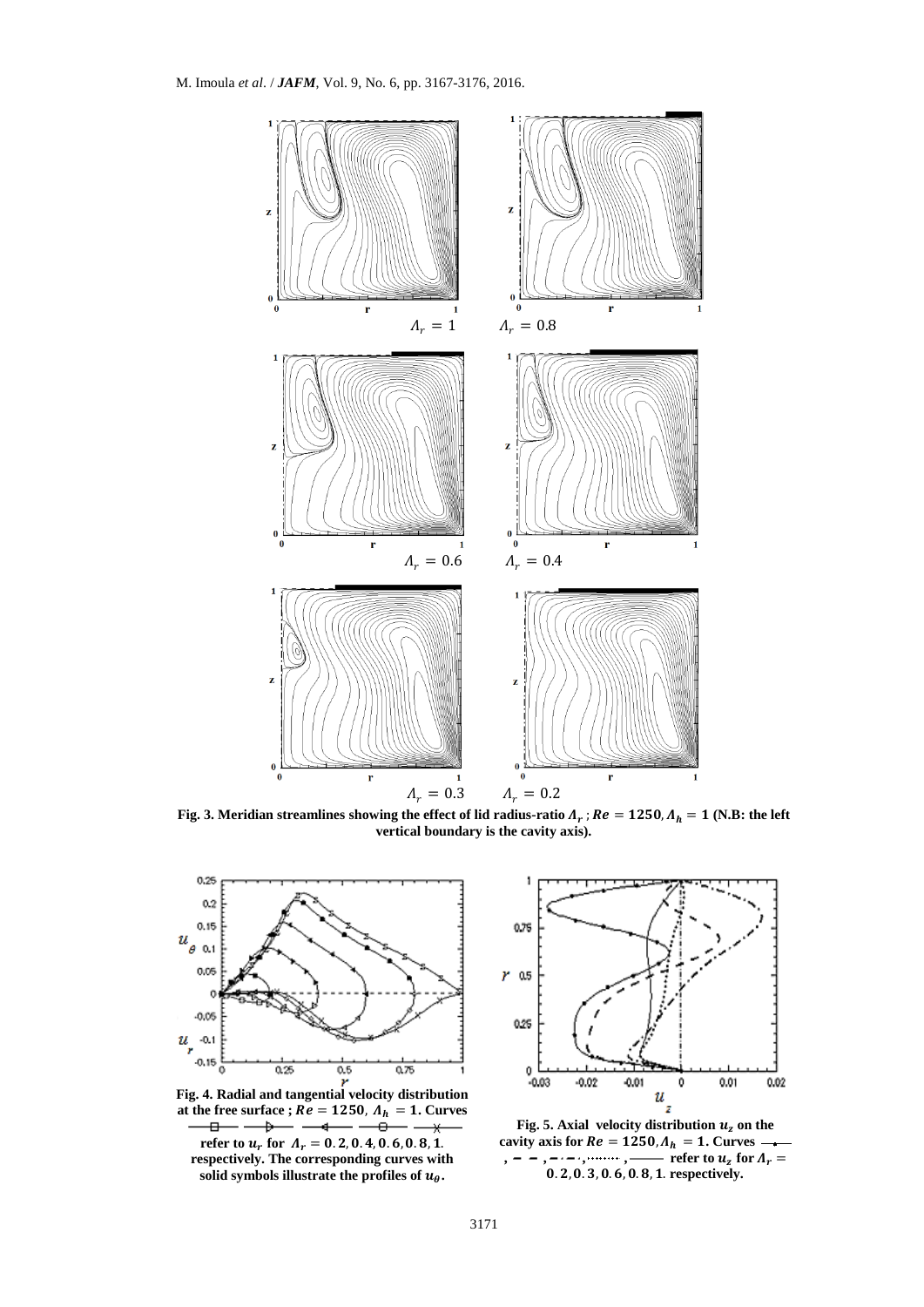Fig. 3. Meridian streamlines showing the effect of lid radius-ratio $\Lambda_r$ ; $Re = 1250, \Lambda_h = 1$ (N.B: the left vertical boundary is the cavity axis).

Fig. 4. Radial and tangential velocity distribution at the free surface ; $Re = 1250$, $\Lambda_h = 1$. Curves refer to $u_r$ for $\Lambda_r = 0.2, 0.4, 0.6, 0.8, 1$. respectively. The corresponding curves with solid symbols illustrate the profiles of $u_\theta$.

Fig. 5. Axial velocity distribution $u_z$ on the cavity axis for $Re = 1250, \Lambda_h = 1$. Curves refer to $u_z$ for $\Lambda_r = 0.2, 0.3, 0.6, 0.8, 1$. respectively.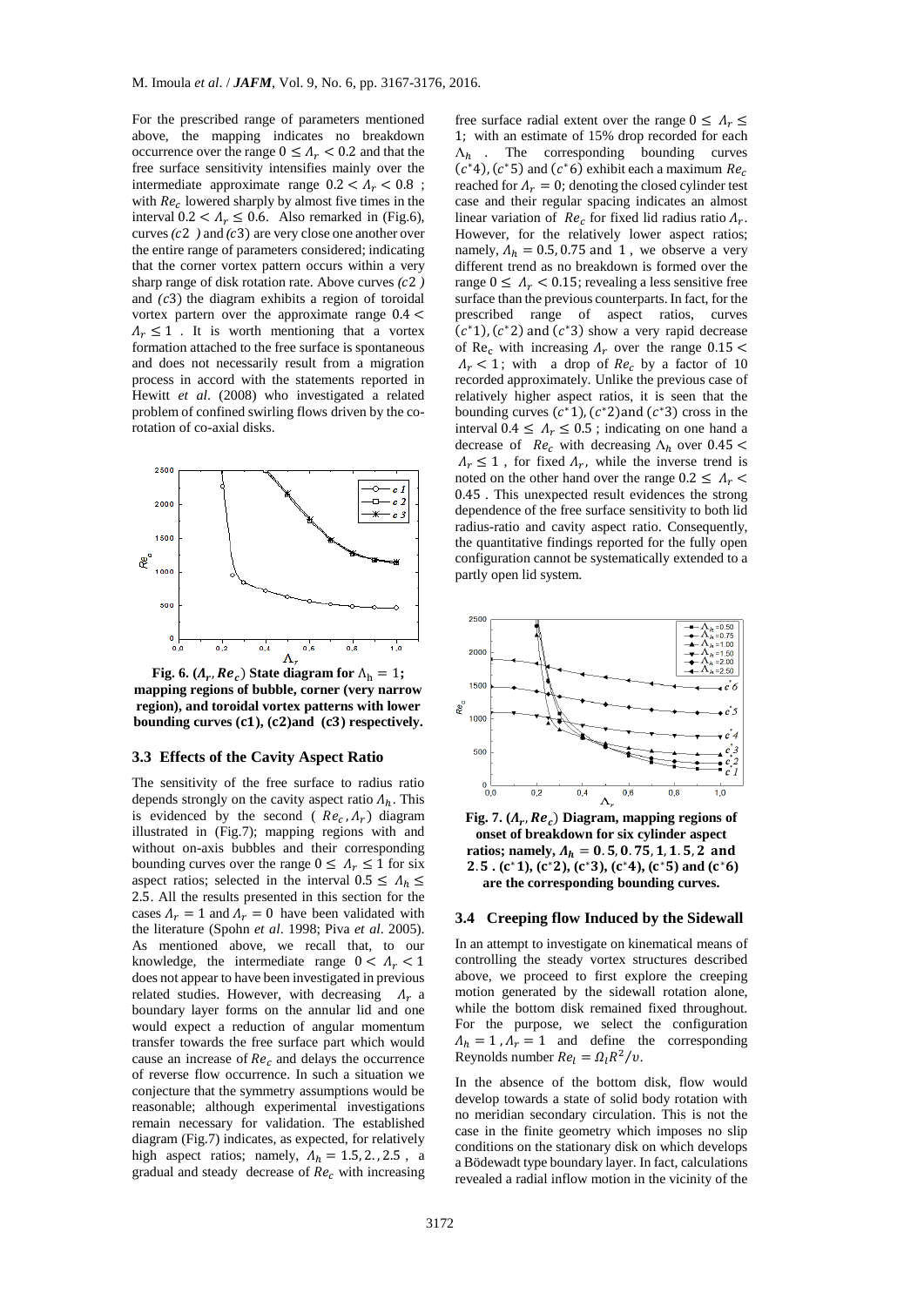For the prescribed range of parameters mentioned above, the mapping indicates no breakdown occurrence over the range $0 \leq \Lambda_r < 0.2$ and that the free surface sensitivity intensifies mainly over the intermediate approximate range $0.2 < \Lambda_r < 0.8$ ; with $Re_c$ lowered sharply by almost five times in the interval $0.2 < \Lambda_r \leq 0.6$. Also remarked in (Fig.6), curves $(c2)$ and $(c3)$ are very close one another over the entire range of parameters considered; indicating that the corner vortex pattern occurs within a very sharp range of disk rotation rate. Above curves $(c2)$ and $(c3)$ the diagram exhibits a region of toroidal vortex partern over the approximate range $0.4 < \Lambda_r \leq 1$ . It is worth mentioning that a vortex formation attached to the free surface is spontaneous and does not necessarily result from a migration process in accord with the statements reported in Hewitt *et al*. (2008) who investigated a related problem of confined swirling flows driven by the co-rotation of co-axial disks.

**Fig. 6. $(\Lambda_r, Re_c)$ State diagram for $\Lambda_h = 1$; mapping regions of bubble, corner (very narrow region), and toroidal vortex patterns with lower bounding curves (c1), (c2)and (c3) respectively.**

### 3.3 Effects of the Cavity Aspect Ratio

The sensitivity of the free surface to radius ratio depends strongly on the cavity aspect ratio $\Lambda_h$. This is evidenced by the second ( $Re_c, \Lambda_r$) diagram illustrated in (Fig.7); mapping regions with and without on-axis bubbles and their corresponding bounding curves over the range $0 \leq \Lambda_r \leq 1$ for six aspect ratios; selected in the interval $0.5 \leq \Lambda_h \leq 2.5$. All the results presented in this section for the cases $\Lambda_r = 1$ and $\Lambda_r = 0$ have been validated with the literature (Spohn *et al*. 1998; Piva *et al*. 2005). As mentioned above, we recall that, to our knowledge, the intermediate range $0 < \Lambda_r < 1$ does not appear to have been investigated in previous related studies. However, with decreasing $\Lambda_r$ a boundary layer forms on the annular lid and one would expect a reduction of angular momentum transfer towards the free surface part which would cause an increase of $Re_c$ and delays the occurrence of reverse flow occurrence. In such a situation we conjecture that the symmetry assumptions would be reasonable; although experimental investigations remain necessary for validation. The established diagram (Fig.7) indicates, as expected, for relatively high aspect ratios; namely, $\Lambda_h = 1.5, 2., 2.5$ , a gradual and steady decrease of $Re_c$ with increasing free surface radial extent over the range $0 \leq \Lambda_r \leq 1$; with an estimate of 15% drop recorded for each $\Lambda_h$ . The corresponding bounding curves $(c^*4), (c^*5)$ and $(c^*6)$ exhibit each a maximum $Re_c$ reached for $\Lambda_r = 0$; denoting the closed cylinder test case and their regular spacing indicates an almost linear variation of $Re_c$ for fixed lid radius ratio $\Lambda_r$. However, for the relatively lower aspect ratios; namely, $\Lambda_h = 0.5, 0.75$ and $1$ , we observe a very different trend as no breakdown is formed over the range $0 \leq \Lambda_r < 0.15$; revealing a less sensitive free surface than the previous counterparts. In fact, for the prescribed range of aspect ratios, curves $(c^*1), (c^*2)$ and $(c^*3)$ show a very rapid decrease of $\mathrm{Re}_c$ with increasing $\Lambda_r$ over the range $0.15 < \Lambda_r < 1$; with a drop of $Re_c$ by a factor of 10 recorded approximately. Unlike the previous case of relatively higher aspect ratios, it is seen that the bounding curves $(c^*1), (c^*2)$and $(c^*3)$ cross in the interval $0.4 \leq \Lambda_r \leq 0.5$ ; indicating on one hand a decrease of $Re_c$ with decreasing $\Lambda_h$ over $0.45 < \Lambda_r \leq 1$ , for fixed $\Lambda_r$, while the inverse trend is noted on the other hand over the range $0.2 \leq \Lambda_r < 0.45$ . This unexpected result evidences the strong dependence of the free surface sensitivity to both lid radius-ratio and cavity aspect ratio. Consequently, the quantitative findings reported for the fully open configuration cannot be systematically extended to a partly open lid system.

**Fig. 7. $(\Lambda_r, Re_c)$ Diagram, mapping regions of onset of breakdown for six cylinder aspect ratios; namely, $\Lambda_h = 0.5, 0.75, 1, 1.5, 2$ and $2.5$ . $(c^*1)$, $(c^*2)$, $(c^*3)$, $(c^*4)$, $(c^*5)$ and $(c^*6)$ are the corresponding bounding curves.**

### 3.4 Creeping flow Induced by the Sidewall

In an attempt to investigate on kinematical means of controlling the steady vortex structures described above, we proceed to first explore the creeping motion generated by the sidewall rotation alone, while the bottom disk remained fixed throughout. For the purpose, we select the configuration $\Lambda_h = 1$ , $\Lambda_r = 1$ and define the corresponding Reynolds number $Re_l = \Omega_l R^2/\upsilon$.

In the absence of the bottom disk, flow would develop towards a state of solid body rotation with no meridian secondary circulation. This is not the case in the finite geometry which imposes no slip conditions on the stationary disk on which develops a Bödewadt type boundary layer. In fact, calculations revealed a radial inflow motion in the vicinity of the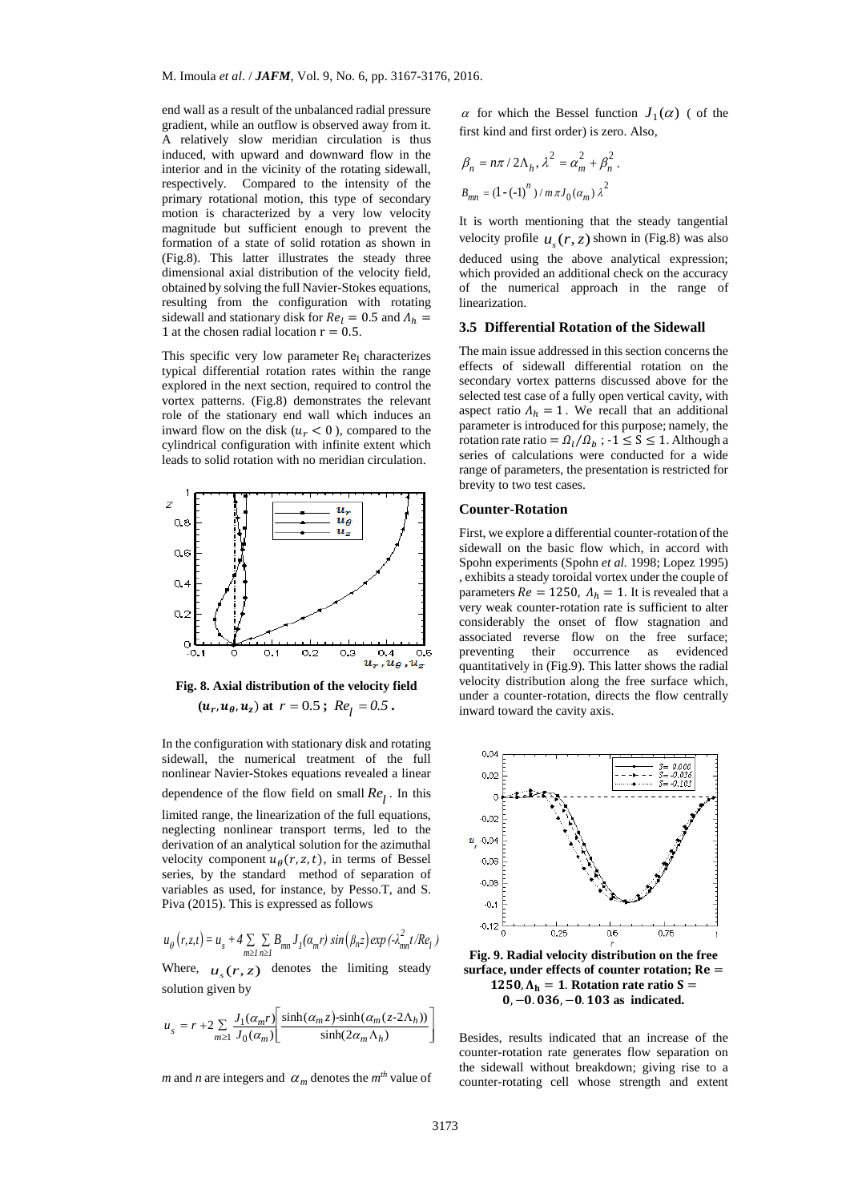end wall as a result of the unbalanced radial pressure gradient, while an outflow is observed away from it. A relatively slow meridian circulation is thus induced, with upward and downward flow in the interior and in the vicinity of the rotating sidewall, respectively. Compared to the intensity of the primary rotational motion, this type of secondary motion is characterized by a very low velocity magnitude but sufficient enough to prevent the formation of a state of solid rotation as shown in (Fig.8). This latter illustrates the steady three dimensional axial distribution of the velocity field, obtained by solving the full Navier-Stokes equations, resulting from the configuration with rotating sidewall and stationary disk for $Re_l = 0.5$ and $\Lambda_h = 1$ at the chosen radial location $r = 0.5$.

This specific very low parameter $Re_l$ characterizes typical differential rotation rates within the range explored in the next section, required to control the vortex patterns. (Fig.8) demonstrates the relevant role of the stationary end wall which induces an inward flow on the disk ($u_r < 0$), compared to the cylindrical configuration with infinite extent which leads to solid rotation with no meridian circulation.

**Fig. 8. Axial distribution of the velocity field $(u_r, u_\theta, u_z)$ at $r = 0.5$; $Re_l = 0.5$.**

In the configuration with stationary disk and rotating sidewall, the numerical treatment of the full nonlinear Navier-Stokes equations revealed a linear dependence of the flow field on small $Re_l$. In this limited range, the linearization of the full equations, neglecting nonlinear transport terms, led to the derivation of an analytical solution for the azimuthal velocity component $u_\theta(r, z, t)$, in terms of Bessel series, by the standard method of separation of variables as used, for instance, by Pesso.T, and S. Piva (2015). This is expressed as follows

$$u_\theta(r,z,t) = u_s + 4\sum_{m\geq 1}\sum_{n\geq 1} B_{mn}\, J_1(\alpha_m r)\, \sin(\beta_n z)\, \exp(-\lambda_{mn}^2 t/Re_l)$$

Where, $u_s(r, z)$ denotes the limiting steady solution given by

$$u_s = r + 2\sum_{m\geq 1} \frac{J_1(\alpha_m r)}{J_0(\alpha_m)}\left[\frac{\sinh(\alpha_m z)-\sinh(\alpha_m(z-2\Lambda_h))}{\sinh(2\alpha_m \Lambda_h)}\right]$$

$m$ and $n$ are integers and $\alpha_m$ denotes the $m^{th}$ value of $\alpha$ for which the Bessel function $J_1(\alpha)$ ( of the first kind and first order) is zero. Also,

$$\beta_n = n\pi / 2\Lambda_h,\ \lambda^2 = \alpha_m^2 + \beta_n^2,$$

$$B_{mn} = (1-(-1)^n) / m\pi J_0(\alpha_m)\, \lambda^2$$

It is worth mentioning that the steady tangential velocity profile $u_s(r, z)$ shown in (Fig.8) was also deduced using the above analytical expression; which provided an additional check on the accuracy of the numerical approach in the range of linearization.

### 3.5 Differential Rotation of the Sidewall

The main issue addressed in this section concerns the effects of sidewall differential rotation on the secondary vortex patterns discussed above for the selected test case of a fully open vertical cavity, with aspect ratio $\Lambda_h = 1$. We recall that an additional parameter is introduced for this purpose; namely, the rotation rate ratio $= \Omega_l/\Omega_b$ ; $-1 \leq S \leq 1$. Although a series of calculations were conducted for a wide range of parameters, the presentation is restricted for brevity to two test cases.

#### Counter-Rotation

First, we explore a differential counter-rotation of the sidewall on the basic flow which, in accord with Spohn experiments (Spohn *et al.* 1998; Lopez 1995) , exhibits a steady toroidal vortex under the couple of parameters $Re = 1250$, $\Lambda_h = 1$. It is revealed that a very weak counter-rotation rate is sufficient to alter considerably the onset of flow stagnation and associated reverse flow on the free surface; preventing their occurrence as evidenced quantitatively in (Fig.9). This latter shows the radial velocity distribution along the free surface which, under a counter-rotation, directs the flow centrally inward toward the cavity axis.

**Fig. 9. Radial velocity distribution on the free surface, under effects of counter rotation; $Re = 1250, \Lambda_h = 1$. Rotation rate ratio $S = 0, -0.036, -0.103$ as indicated.**

Besides, results indicated that an increase of the counter-rotation rate generates flow separation on the sidewall without breakdown; giving rise to a counter-rotating cell whose strength and extent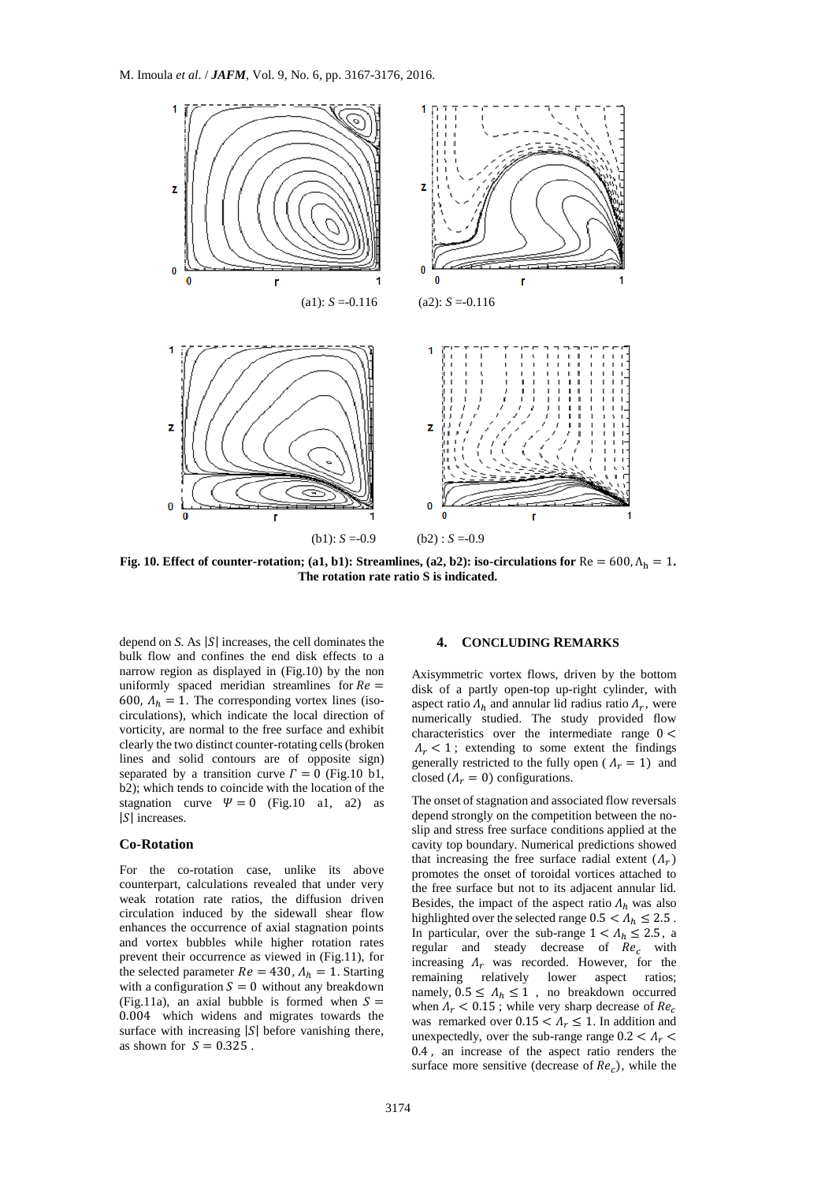(a1): $S$ =-0.116 (a2): $S$ =-0.116

(b1): $S$ =-0.9 (b2) : $S$ =-0.9

**Fig. 10. Effect of counter-rotation; (a1, b1): Streamlines, (a2, b2): iso-circulations for** $\mathrm{Re} = 600, \Lambda_h = 1$**. The rotation rate ratio S is indicated.**

depend on $S$. As $|S|$ increases, the cell dominates the bulk flow and confines the end disk effects to a narrow region as displayed in (Fig.10) by the non uniformly spaced meridian streamlines for $Re = 600$, $\Lambda_h = 1$. The corresponding vortex lines (iso-circulations), which indicate the local direction of vorticity, are normal to the free surface and exhibit clearly the two distinct counter-rotating cells (broken lines and solid contours are of opposite sign) separated by a transition curve $\Gamma = 0$ (Fig.10 b1, b2); which tends to coincide with the location of the stagnation curve $\Psi = 0$ (Fig.10 a1, a2) as $|S|$ increases.

### Co-Rotation

For the co-rotation case, unlike its above counterpart, calculations revealed that under very weak rotation rate ratios, the diffusion driven circulation induced by the sidewall shear flow enhances the occurrence of axial stagnation points and vortex bubbles while higher rotation rates prevent their occurrence as viewed in (Fig.11), for the selected parameter $Re = 430$, $\Lambda_h = 1$. Starting with a configuration $S = 0$ without any breakdown (Fig.11a), an axial bubble is formed when $S = 0.004$ which widens and migrates towards the surface with increasing $|S|$ before vanishing there, as shown for $S = 0.325$.

## 4. CONCLUDING REMARKS

Axisymmetric vortex flows, driven by the bottom disk of a partly open-top up-right cylinder, with aspect ratio $\Lambda_h$ and annular lid radius ratio $\Lambda_r$, were numerically studied. The study provided flow characteristics over the intermediate range $0 < \Lambda_r < 1$; extending to some extent the findings generally restricted to the fully open ($\Lambda_r = 1$) and closed ($\Lambda_r = 0$) configurations.

The onset of stagnation and associated flow reversals depend strongly on the competition between the no-slip and stress free surface conditions applied at the cavity top boundary. Numerical predictions showed that increasing the free surface radial extent ($\Lambda_r$) promotes the onset of toroidal vortices attached to the free surface but not to its adjacent annular lid. Besides, the impact of the aspect ratio $\Lambda_h$ was also highlighted over the selected range $0.5 < \Lambda_h \leq 2.5$. In particular, over the sub-range $1 < \Lambda_h \leq 2.5$, a regular and steady decrease of $Re_c$ with increasing $\Lambda_r$ was recorded. However, for the remaining relatively lower aspect ratios; namely, $0.5 \leq \Lambda_h \leq 1$, no breakdown occurred when $\Lambda_r < 0.15$; while very sharp decrease of $Re_c$ was remarked over $0.15 < \Lambda_r \leq 1$. In addition and unexpectedly, over the sub-range range $0.2 < \Lambda_r < 0.4$, an increase of the aspect ratio renders the surface more sensitive (decrease of $Re_c$), while the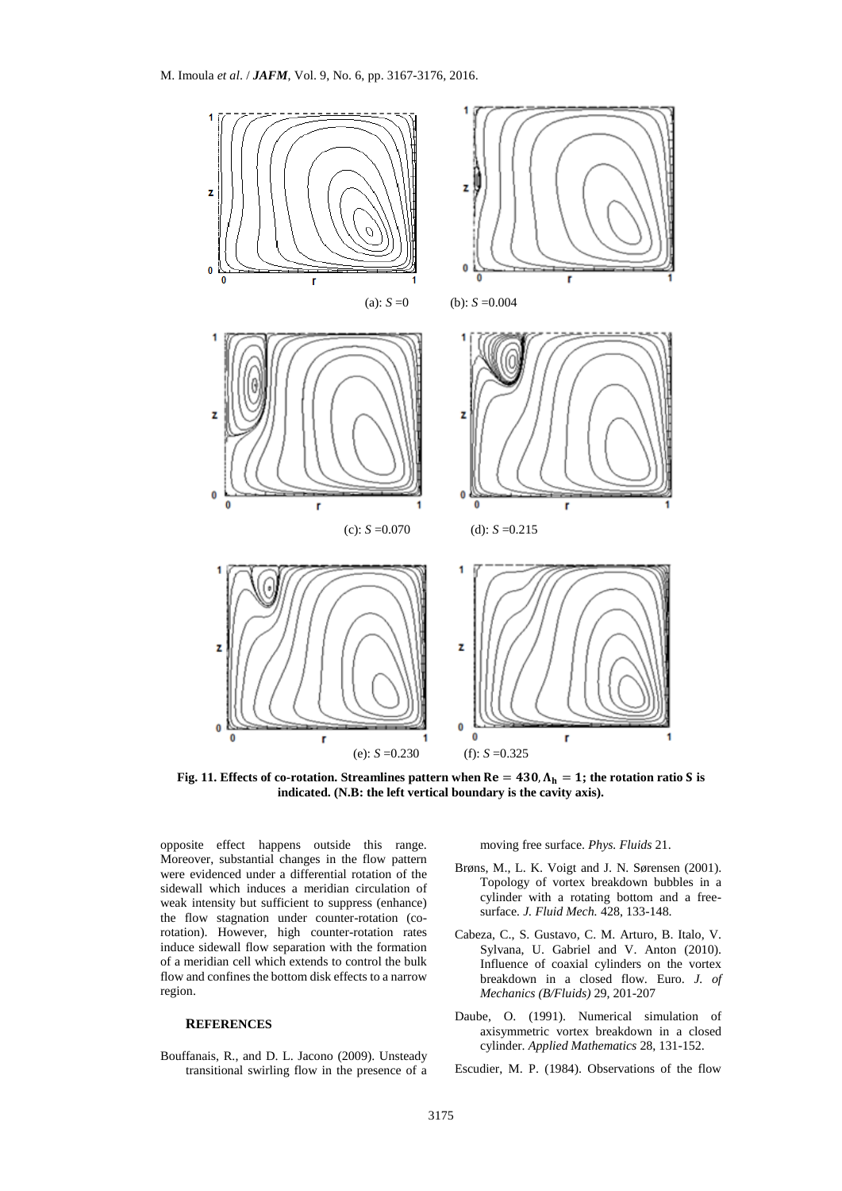Fig. 11. Effects of co-rotation. Streamlines pattern when $\mathbf{Re = 430, \Lambda_h = 1}$; the rotation ratio S is indicated. (N.B: the left vertical boundary is the cavity axis).

(a): $S$ =0 (b): $S$ =0.004

(c): $S$ =0.070 (d): $S$ =0.215

(e): $S$ =0.230 (f): $S$ =0.325

opposite effect happens outside this range. Moreover, substantial changes in the flow pattern were evidenced under a differential rotation of the sidewall which induces a meridian circulation of weak intensity but sufficient to suppress (enhance) the flow stagnation under counter-rotation (co-rotation). However, high counter-rotation rates induce sidewall flow separation with the formation of a meridian cell which extends to control the bulk flow and confines the bottom disk effects to a narrow region.

## REFERENCES

Bouffanais, R., and D. L. Jacono (2009). Unsteady transitional swirling flow in the presence of a moving free surface. *Phys. Fluids* 21.

Brøns, M., L. K. Voigt and J. N. Sørensen (2001). Topology of vortex breakdown bubbles in a cylinder with a rotating bottom and a free-surface. *J. Fluid Mech.* 428, 133-148.

Cabeza, C., S. Gustavo, C. M. Arturo, B. Italo, V. Sylvana, U. Gabriel and V. Anton (2010). Influence of coaxial cylinders on the vortex breakdown in a closed flow. Euro. *J. of Mechanics (B/Fluids)* 29, 201-207

Daube, O. (1991). Numerical simulation of axisymmetric vortex breakdown in a closed cylinder. *Applied Mathematics* 28, 131-152.

Escudier, M. P. (1984). Observations of the flow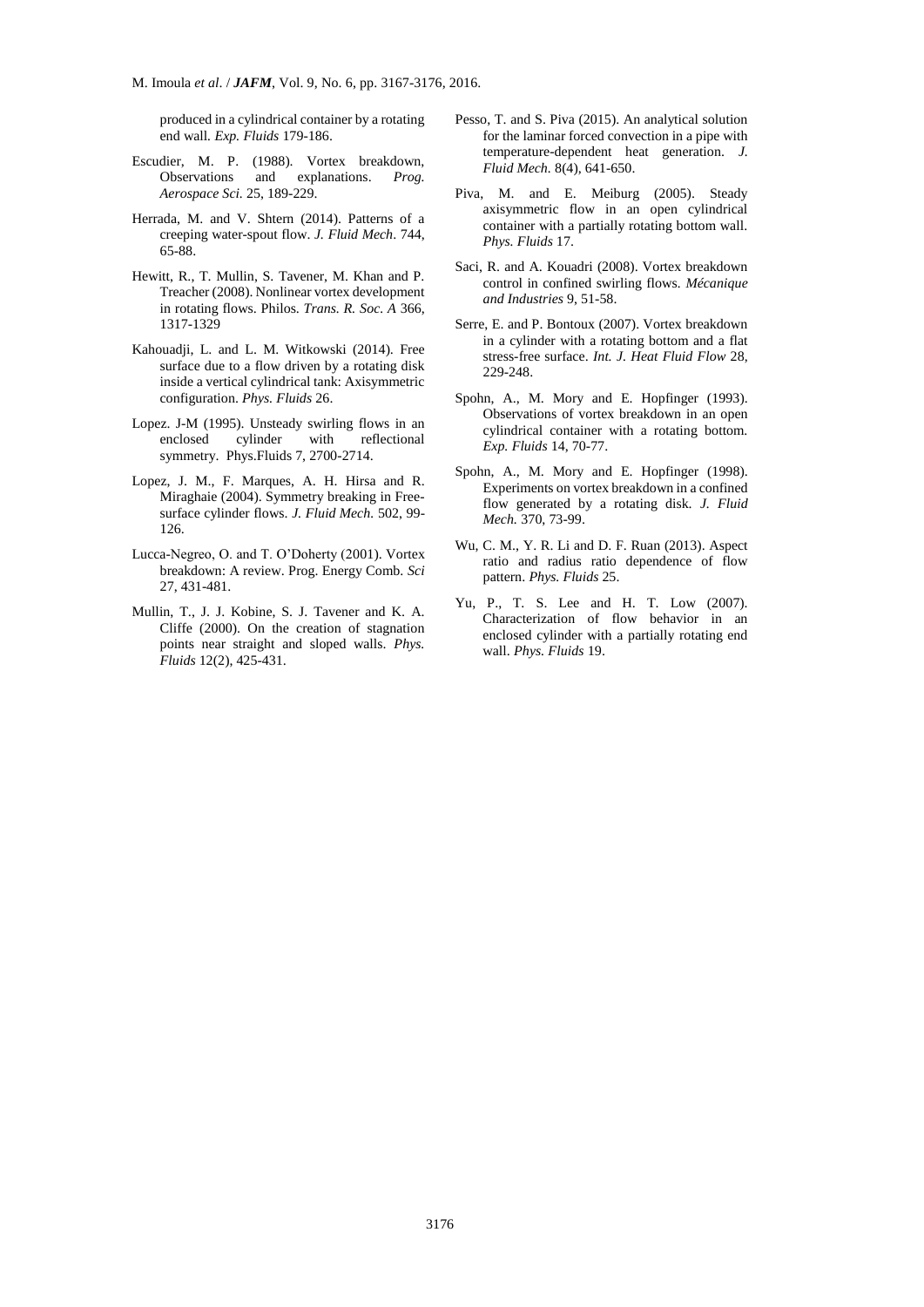produced in a cylindrical container by a rotating end wall. *Exp. Fluids* 179-186.

Escudier, M. P. (1988). Vortex breakdown, Observations and explanations. *Prog. Aerospace Sci.* 25, 189-229.

Herrada, M. and V. Shtern (2014). Patterns of a creeping water-spout flow. *J. Fluid Mech*. 744, 65-88.

Hewitt, R., T. Mullin, S. Tavener, M. Khan and P. Treacher (2008). Nonlinear vortex development in rotating flows. Philos. *Trans. R. Soc. A* 366, 1317-1329

Kahouadji, L. and L. M. Witkowski (2014). Free surface due to a flow driven by a rotating disk inside a vertical cylindrical tank: Axisymmetric configuration. *Phys. Fluids* 26.

Lopez. J-M (1995). Unsteady swirling flows in an enclosed cylinder with reflectional symmetry. Phys.Fluids 7, 2700-2714.

Lopez, J. M., F. Marques, A. H. Hirsa and R. Miraghaie (2004). Symmetry breaking in Free-surface cylinder flows. *J. Fluid Mech.* 502, 99-126.

Lucca-Negreo, O. and T. O'Doherty (2001). Vortex breakdown: A review. Prog. Energy Comb. *Sci* 27, 431-481.

Mullin, T., J. J. Kobine, S. J. Tavener and K. A. Cliffe (2000). On the creation of stagnation points near straight and sloped walls. *Phys. Fluids* 12(2), 425-431.

Pesso, T. and S. Piva (2015). An analytical solution for the laminar forced convection in a pipe with temperature-dependent heat generation. *J. Fluid Mech.* 8(4), 641-650.

Piva, M. and E. Meiburg (2005). Steady axisymmetric flow in an open cylindrical container with a partially rotating bottom wall. *Phys. Fluids* 17.

Saci, R. and A. Kouadri (2008). Vortex breakdown control in confined swirling flows. *Mécanique and Industries* 9, 51-58.

Serre, E. and P. Bontoux (2007). Vortex breakdown in a cylinder with a rotating bottom and a flat stress-free surface. *Int. J. Heat Fluid Flow* 28, 229-248.

Spohn, A., M. Mory and E. Hopfinger (1993). Observations of vortex breakdown in an open cylindrical container with a rotating bottom. *Exp. Fluids* 14, 70-77.

Spohn, A., M. Mory and E. Hopfinger (1998). Experiments on vortex breakdown in a confined flow generated by a rotating disk. *J. Fluid Mech.* 370, 73-99.

Wu, C. M., Y. R. Li and D. F. Ruan (2013). Aspect ratio and radius ratio dependence of flow pattern. *Phys. Fluids* 25.

Yu, P., T. S. Lee and H. T. Low (2007). Characterization of flow behavior in an enclosed cylinder with a partially rotating end wall. *Phys. Fluids* 19.